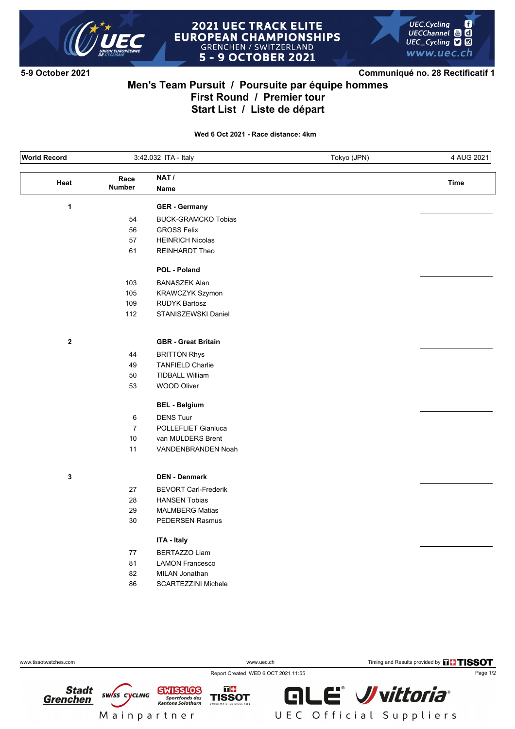# 2021 UEC TRACK ELITE EUROPEAN CHAMPIONSHIPS

GRENCHEN / SWITZERLAND

5 - 9 OCTOBER 2021

**5-9 October 2021** — **Communiqué no. 28 Rectificatif 1**

## Men's Team Pursuit / Poursuite par équipe hommes
## First Round / Premier tour
## Start List / Liste de départ

**Wed 6 Oct 2021 - Race distance: 4km**

| World Record | 3:42.032 ITA - Italy | Tokyo (JPN) | 4 AUG 2021 |
|---|---|---|---|

| Heat | Race Number | NAT / Name | Time |
|---|---|---|---|
| 1 | | **GER - Germany** | |
| | 54 | BUCK-GRAMCKO Tobias | |
| | 56 | GROSS Felix | |
| | 57 | HEINRICH Nicolas | |
| | 61 | REINHARDT Theo | |
| | | **POL - Poland** | |
| | 103 | BANASZEK Alan | |
| | 105 | KRAWCZYK Szymon | |
| | 109 | RUDYK Bartosz | |
| | 112 | STANISZEWSKI Daniel | |
| 2 | | **GBR - Great Britain** | |
| | 44 | BRITTON Rhys | |
| | 49 | TANFIELD Charlie | |
| | 50 | TIDBALL William | |
| | 53 | WOOD Oliver | |
| | | **BEL - Belgium** | |
| | 6 | DENS Tuur | |
| | 7 | POLLEFLIET Gianluca | |
| | 10 | van MULDERS Brent | |
| | 11 | VANDENBRANDEN Noah | |
| 3 | | **DEN - Denmark** | |
| | 27 | BEVORT Carl-Frederik | |
| | 28 | HANSEN Tobias | |
| | 29 | MALMBERG Matias | |
| | 30 | PEDERSEN Rasmus | |
| | | **ITA - Italy** | |
| | 77 | BERTAZZO Liam | |
| | 81 | LAMON Francesco | |
| | 82 | MILAN Jonathan | |
| | 86 | SCARTEZZINI Michele | |

Report Created WED 6 OCT 2021 11:55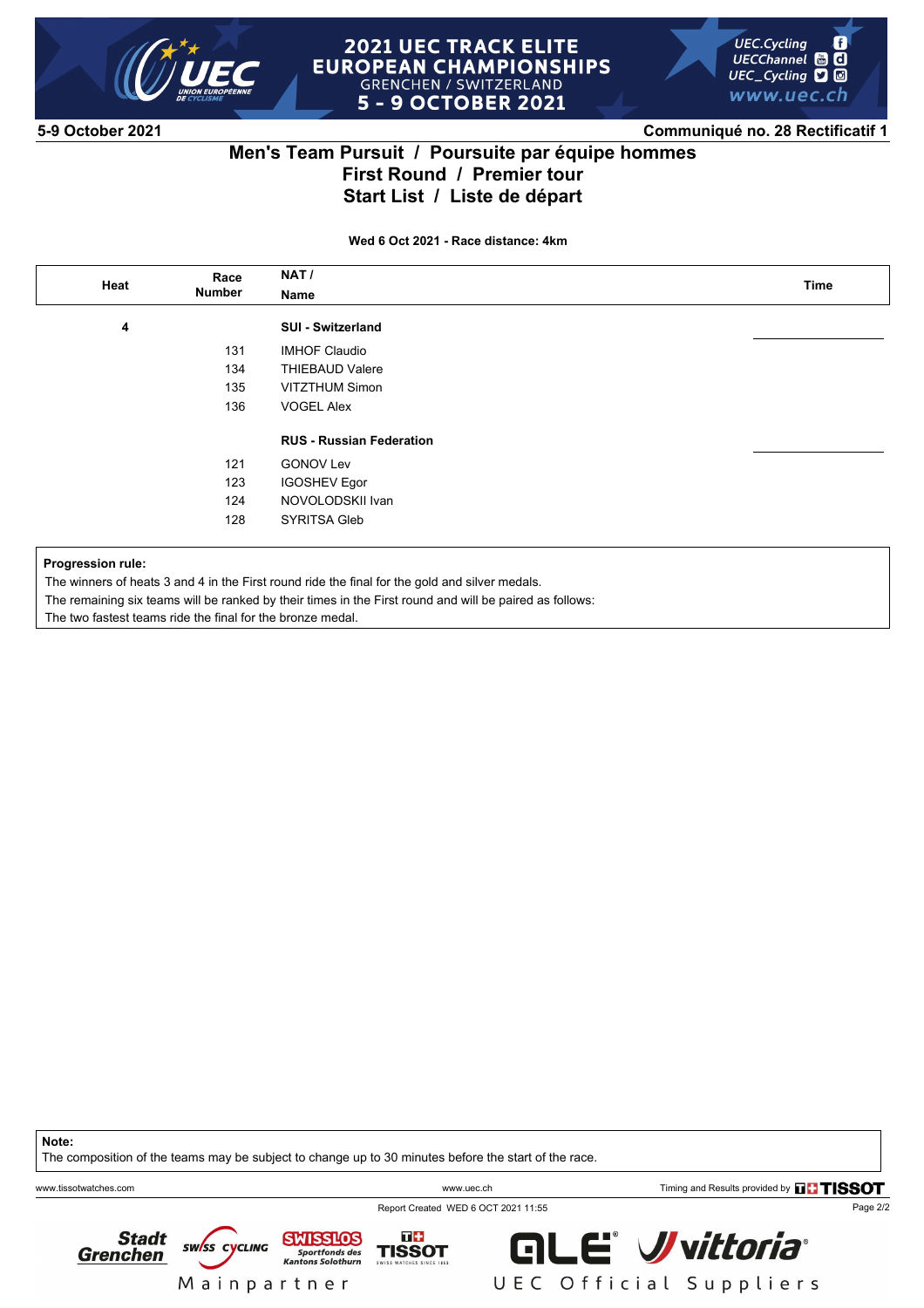5-9 October 2021 | Communiqué no. 28 Rectificatif 1

# Men's Team Pursuit / Poursuite par équipe hommes
## First Round / Premier tour
## Start List / Liste de départ

**Wed 6 Oct 2021 - Race distance: 4km**

| Heat | Race Number | NAT / Name | Time |
|---|---|---|---|
| 4 | | **SUI - Switzerland** | |
| | 131 | IMHOF Claudio | |
| | 134 | THIEBAUD Valere | |
| | 135 | VITZTHUM Simon | |
| | 136 | VOGEL Alex | |
| | | **RUS - Russian Federation** | |
| | 121 | GONOV Lev | |
| | 123 | IGOSHEV Egor | |
| | 124 | NOVOLODSKII Ivan | |
| | 128 | SYRITSA Gleb | |

**Progression rule:**
The winners of heats 3 and 4 in the First round ride the final for the gold and silver medals.
The remaining six teams will be ranked by their times in the First round and will be paired as follows:
The two fastest teams ride the final for the bronze medal.

**Note:**
The composition of the teams may be subject to change up to 30 minutes before the start of the race.

Report Created WED 6 OCT 2021 11:55